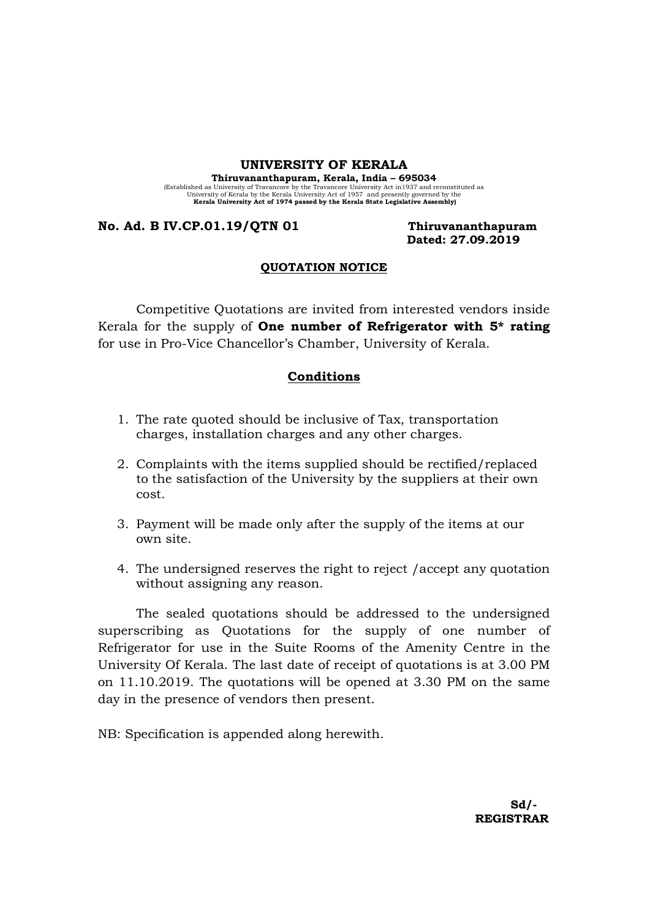# UNIVERSITY OF KERALA

**Thiruvananthapuram, Kerala, India – 695034**

(Established as University of Travancore by the Travancore University Act in1937 and reconstituted as University of Kerala by the Kerala University Act of 1957 and presently governed by the **Kerala University Act of 1974 passed by the Kerala State Legislative Assembly)**

**No. Ad. B IV.CP.01.19/QTN 01** **Thiruvananthapuram**
**Dated: 27.09.2019**

## QUOTATION NOTICE

Competitive Quotations are invited from interested vendors inside Kerala for the supply of **One number of Refrigerator with 5* rating** for use in Pro-Vice Chancellor's Chamber, University of Kerala.

## Conditions

1. The rate quoted should be inclusive of Tax, transportation charges, installation charges and any other charges.
2. Complaints with the items supplied should be rectified/replaced to the satisfaction of the University by the suppliers at their own cost.
3. Payment will be made only after the supply of the items at our own site.
4. The undersigned reserves the right to reject /accept any quotation without assigning any reason.

The sealed quotations should be addressed to the undersigned superscribing as Quotations for the supply of one number of Refrigerator for use in the Suite Rooms of the Amenity Centre in the University Of Kerala. The last date of receipt of quotations is at 3.00 PM on 11.10.2019. The quotations will be opened at 3.30 PM on the same day in the presence of vendors then present.

NB: Specification is appended along herewith.

**Sd/-**
**REGISTRAR**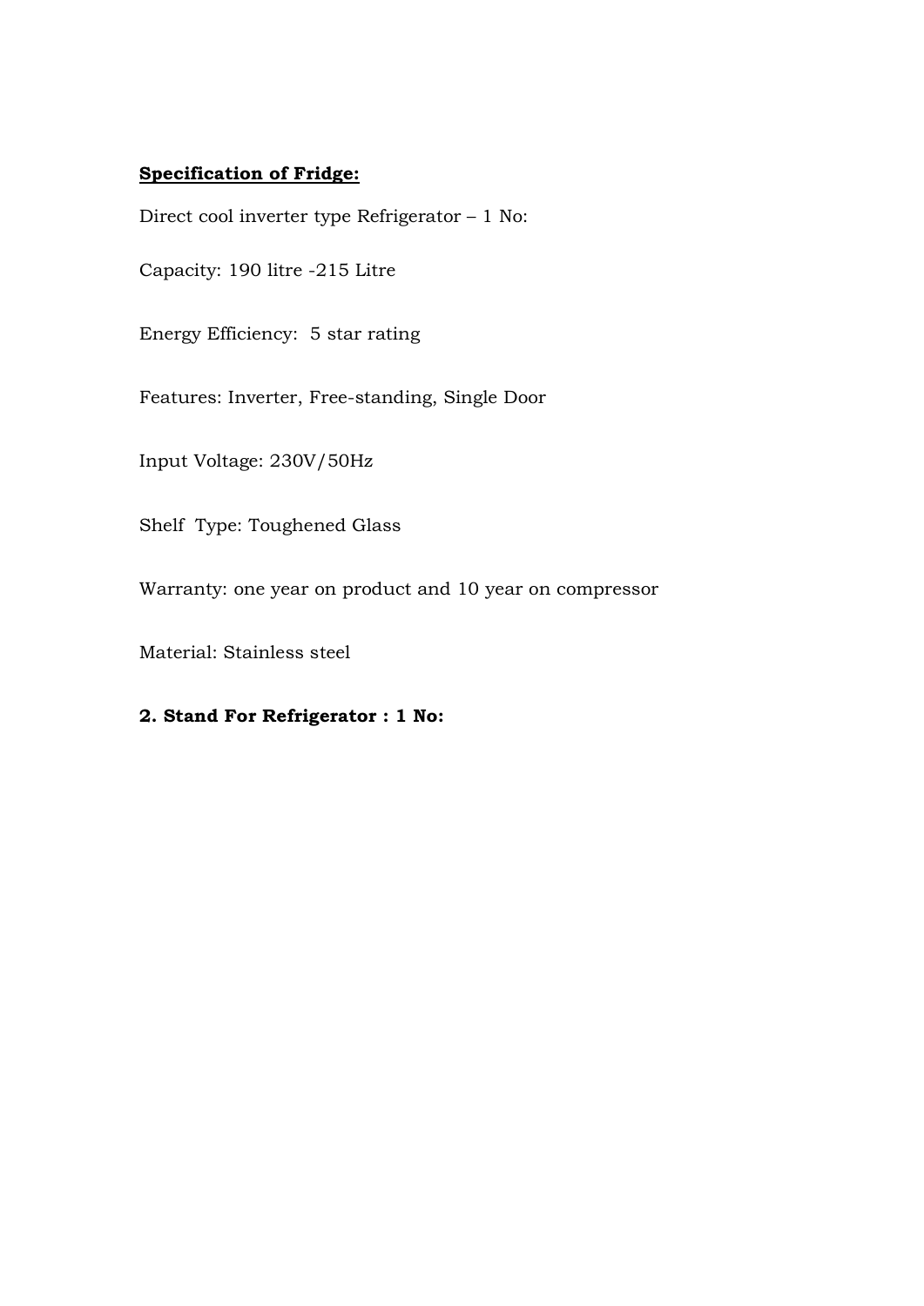**<u>Specification of Fridge:</u>**

Direct cool inverter type Refrigerator – 1 No:

Capacity: 190 litre -215 Litre

Energy Efficiency: 5 star rating

Features: Inverter, Free-standing, Single Door

Input Voltage: 230V/50Hz

Shelf Type: Toughened Glass

Warranty: one year on product and 10 year on compressor

Material: Stainless steel

**2. Stand For Refrigerator : 1 No:**